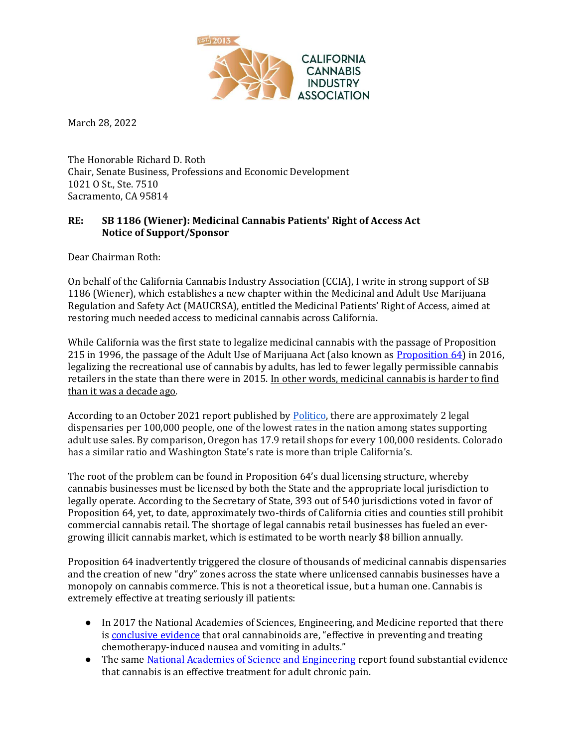March 28, 2022

The Honorable Richard D. Roth
Chair, Senate Business, Professions and Economic Development
1021 O St., Ste. 7510
Sacramento, CA 95814

**RE: SB 1186 (Wiener): Medicinal Cannabis Patients' Right of Access Act**
**Notice of Support/Sponsor**

Dear Chairman Roth:

On behalf of the California Cannabis Industry Association (CCIA), I write in strong support of SB 1186 (Wiener), which establishes a new chapter within the Medicinal and Adult Use Marijuana Regulation and Safety Act (MAUCRSA), entitled the Medicinal Patients' Right of Access, aimed at restoring much needed access to medicinal cannabis across California.

While California was the first state to legalize medicinal cannabis with the passage of Proposition 215 in 1996, the passage of the Adult Use of Marijuana Act (also known as [Proposition 64]) in 2016, legalizing the recreational use of cannabis by adults, has led to fewer legally permissible cannabis retailers in the state than there were in 2015. <u>In other words, medicinal cannabis is harder to find than it was a decade ago</u>.

According to an October 2021 report published by [Politico], there are approximately 2 legal dispensaries per 100,000 people, one of the lowest rates in the nation among states supporting adult use sales. By comparison, Oregon has 17.9 retail shops for every 100,000 residents. Colorado has a similar ratio and Washington State's rate is more than triple California's.

The root of the problem can be found in Proposition 64's dual licensing structure, whereby cannabis businesses must be licensed by both the State and the appropriate local jurisdiction to legally operate. According to the Secretary of State, 393 out of 540 jurisdictions voted in favor of Proposition 64, yet, to date, approximately two-thirds of California cities and counties still prohibit commercial cannabis retail. The shortage of legal cannabis retail businesses has fueled an ever-growing illicit cannabis market, which is estimated to be worth nearly $8 billion annually.

Proposition 64 inadvertently triggered the closure of thousands of medicinal cannabis dispensaries and the creation of new "dry" zones across the state where unlicensed cannabis businesses have a monopoly on cannabis commerce. This is not a theoretical issue, but a human one. Cannabis is extremely effective at treating seriously ill patients:

- In 2017 the National Academies of Sciences, Engineering, and Medicine reported that there is [conclusive evidence] that oral cannabinoids are, "effective in preventing and treating chemotherapy-induced nausea and vomiting in adults."
- The same [National Academies of Science and Engineering] report found substantial evidence that cannabis is an effective treatment for adult chronic pain.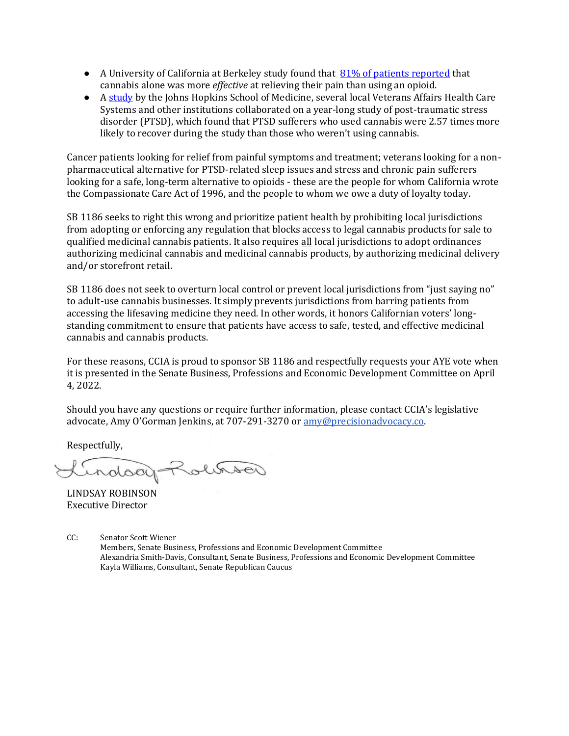- A University of California at Berkeley study found that [81% of patients reported](#) that cannabis alone was more *effective* at relieving their pain than using an opioid.
- A [study](#) by the Johns Hopkins School of Medicine, several local Veterans Affairs Health Care Systems and other institutions collaborated on a year-long study of post-traumatic stress disorder (PTSD), which found that PTSD sufferers who used cannabis were 2.57 times more likely to recover during the study than those who weren't using cannabis.

Cancer patients looking for relief from painful symptoms and treatment; veterans looking for a non-pharmaceutical alternative for PTSD-related sleep issues and stress and chronic pain sufferers looking for a safe, long-term alternative to opioids - these are the people for whom California wrote the Compassionate Care Act of 1996, and the people to whom we owe a duty of loyalty today.

SB 1186 seeks to right this wrong and prioritize patient health by prohibiting local jurisdictions from adopting or enforcing any regulation that blocks access to legal cannabis products for sale to qualified medicinal cannabis patients. It also requires <u>all</u> local jurisdictions to adopt ordinances authorizing medicinal cannabis and medicinal cannabis products, by authorizing medicinal delivery and/or storefront retail.

SB 1186 does not seek to overturn local control or prevent local jurisdictions from "just saying no" to adult-use cannabis businesses. It simply prevents jurisdictions from barring patients from accessing the lifesaving medicine they need. In other words, it honors Californian voters' long-standing commitment to ensure that patients have access to safe, tested, and effective medicinal cannabis and cannabis products.

For these reasons, CCIA is proud to sponsor SB 1186 and respectfully requests your AYE vote when it is presented in the Senate Business, Professions and Economic Development Committee on April 4, 2022.

Should you have any questions or require further information, please contact CCIA's legislative advocate, Amy O'Gorman Jenkins, at 707-291-3270 or [amy@precisionadvocacy.co](mailto:amy@precisionadvocacy.co).

Respectfully,

Lindsay Robinson

LINDSAY ROBINSON
Executive Director

CC: Senator Scott Wiener
Members, Senate Business, Professions and Economic Development Committee
Alexandria Smith-Davis, Consultant, Senate Business, Professions and Economic Development Committee
Kayla Williams, Consultant, Senate Republican Caucus